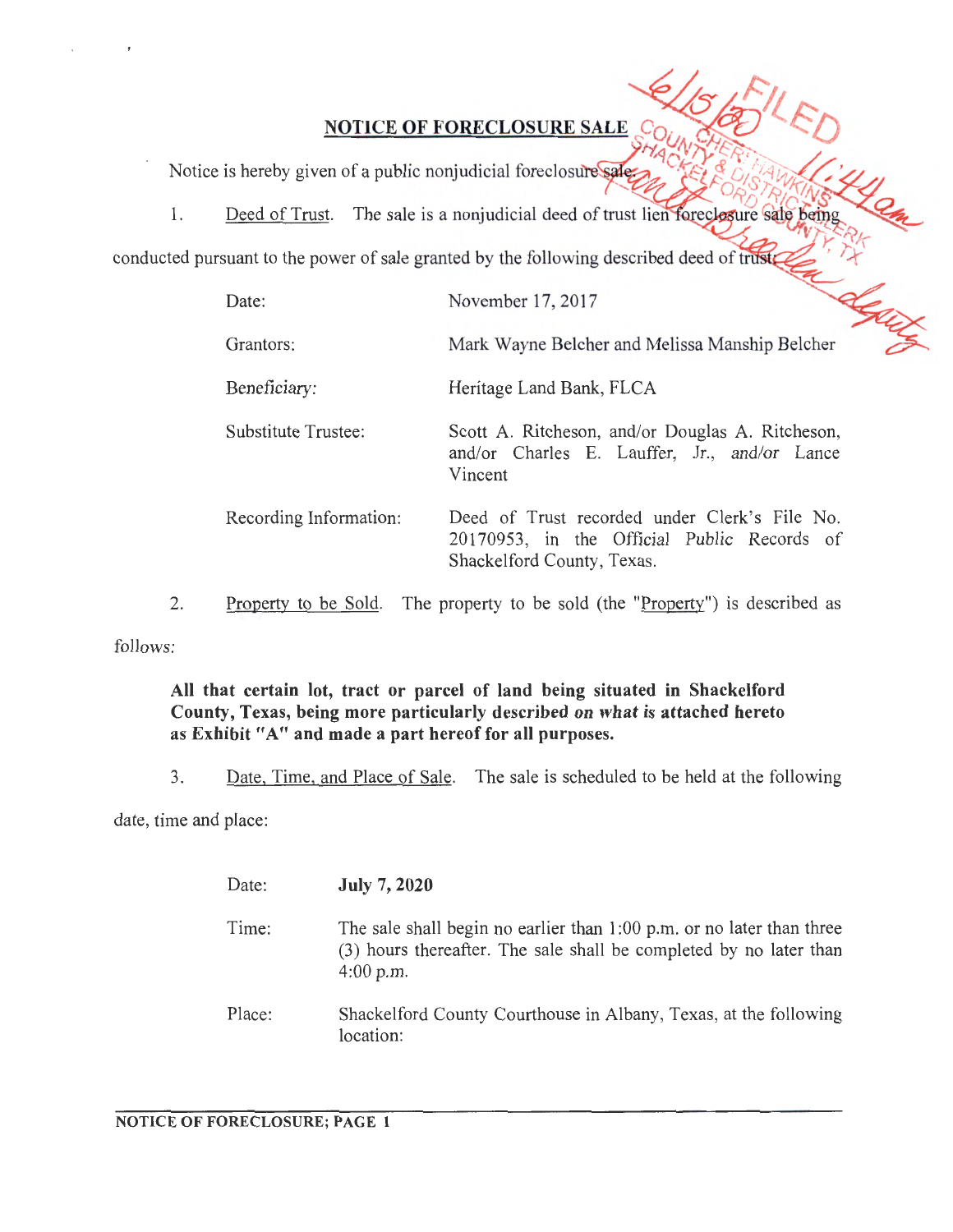# NOTICE OF FORECLOSURE SALE

FILED 6/15/20 11:44am COUNTY CLERK SHACKELFORD COUNTY & DISTRICT CLERK, SHERI HAWKINS, SHACKELFORD COUNTY, TX deputy

Notice is hereby given of a public nonjudicial foreclosure sale.

1. Deed of Trust. The sale is a nonjudicial deed of trust lien foreclosure sale being conducted pursuant to the power of sale granted by the following described deed of trust:

| | |
|---|---|
| Date: | November 17, 2017 |
| Grantors: | Mark Wayne Belcher and Melissa Manship Belcher |
| Beneficiary: | Heritage Land Bank, FLCA |
| Substitute Trustee: | Scott A. Ritcheson, and/or Douglas A. Ritcheson, and/or Charles E. Lauffer, Jr., and/or Lance Vincent |
| Recording Information: | Deed of Trust recorded under Clerk's File No. 20170953, in the Official Public Records of Shackelford County, Texas. |

2. Property to be Sold. The property to be sold (the "Property") is described as follows:

**All that certain lot, tract or parcel of land being situated in Shackelford County, Texas, being more particularly described on what is attached hereto as Exhibit "A" and made a part hereof for all purposes.**

3. Date, Time, and Place of Sale. The sale is scheduled to be held at the following date, time and place:

| | |
|---|---|
| Date: | **July 7, 2020** |
| Time: | The sale shall begin no earlier than 1:00 p.m. or no later than three (3) hours thereafter. The sale shall be completed by no later than 4:00 p.m. |
| Place: | Shackelford County Courthouse in Albany, Texas, at the following location: |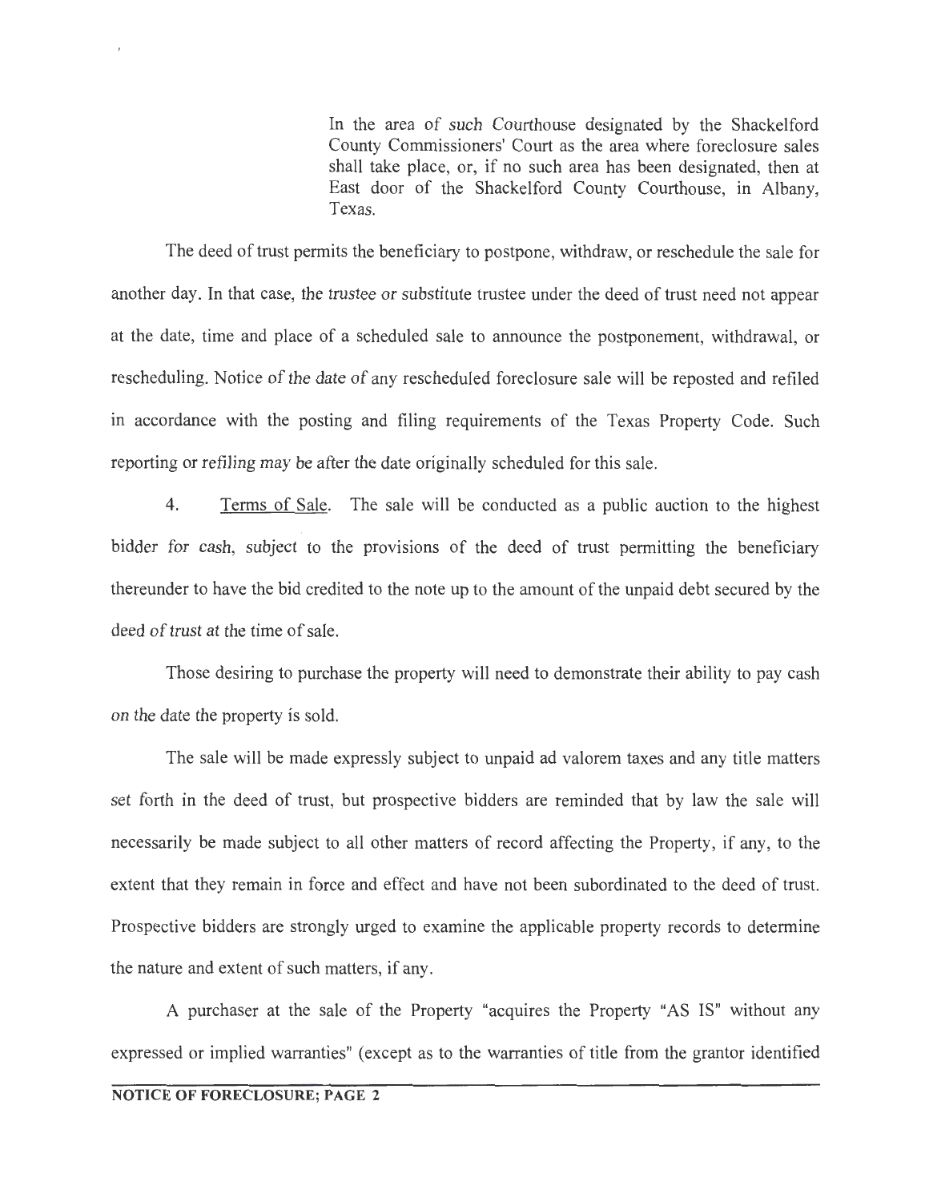In the area of such Courthouse designated by the Shackelford County Commissioners' Court as the area where foreclosure sales shall take place, or, if no such area has been designated, then at East door of the Shackelford County Courthouse, in Albany, Texas.

The deed of trust permits the beneficiary to postpone, withdraw, or reschedule the sale for another day. In that case, the trustee or substitute trustee under the deed of trust need not appear at the date, time and place of a scheduled sale to announce the postponement, withdrawal, or rescheduling. Notice of the date of any rescheduled foreclosure sale will be reposted and refiled in accordance with the posting and filing requirements of the Texas Property Code. Such reporting or refiling may be after the date originally scheduled for this sale.

4. Terms of Sale. The sale will be conducted as a public auction to the highest bidder for cash, subject to the provisions of the deed of trust permitting the beneficiary thereunder to have the bid credited to the note up to the amount of the unpaid debt secured by the deed of trust at the time of sale.

Those desiring to purchase the property will need to demonstrate their ability to pay cash on the date the property is sold.

The sale will be made expressly subject to unpaid ad valorem taxes and any title matters set forth in the deed of trust, but prospective bidders are reminded that by law the sale will necessarily be made subject to all other matters of record affecting the Property, if any, to the extent that they remain in force and effect and have not been subordinated to the deed of trust. Prospective bidders are strongly urged to examine the applicable property records to determine the nature and extent of such matters, if any.

A purchaser at the sale of the Property "acquires the Property "AS IS" without any expressed or implied warranties" (except as to the warranties of title from the grantor identified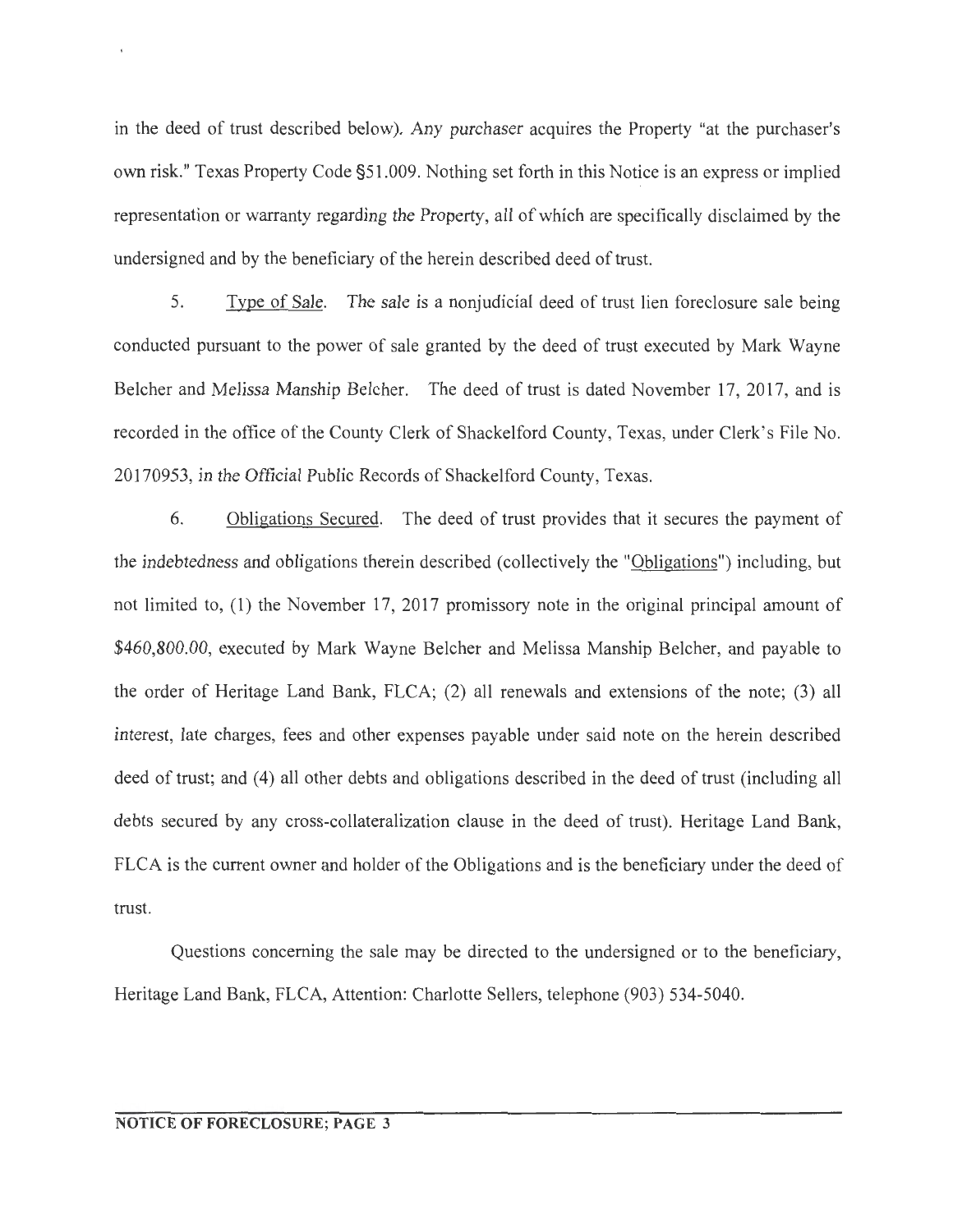in the deed of trust described below). Any purchaser acquires the Property "at the purchaser's own risk." Texas Property Code §51.009. Nothing set forth in this Notice is an express or implied representation or warranty regarding the Property, all of which are specifically disclaimed by the undersigned and by the beneficiary of the herein described deed of trust.

5. Type of Sale. The sale is a nonjudicial deed of trust lien foreclosure sale being conducted pursuant to the power of sale granted by the deed of trust executed by Mark Wayne Belcher and Melissa Manship Belcher. The deed of trust is dated November 17, 2017, and is recorded in the office of the County Clerk of Shackelford County, Texas, under Clerk's File No. 20170953, in the Official Public Records of Shackelford County, Texas.

6. Obligations Secured. The deed of trust provides that it secures the payment of the indebtedness and obligations therein described (collectively the "Obligations") including, but not limited to, (1) the November 17, 2017 promissory note in the original principal amount of $460,800.00, executed by Mark Wayne Belcher and Melissa Manship Belcher, and payable to the order of Heritage Land Bank, FLCA; (2) all renewals and extensions of the note; (3) all interest, late charges, fees and other expenses payable under said note on the herein described deed of trust; and (4) all other debts and obligations described in the deed of trust (including all debts secured by any cross-collateralization clause in the deed of trust). Heritage Land Bank, FLCA is the current owner and holder of the Obligations and is the beneficiary under the deed of trust.

Questions concerning the sale may be directed to the undersigned or to the beneficiary, Heritage Land Bank, FLCA, Attention: Charlotte Sellers, telephone (903) 534-5040.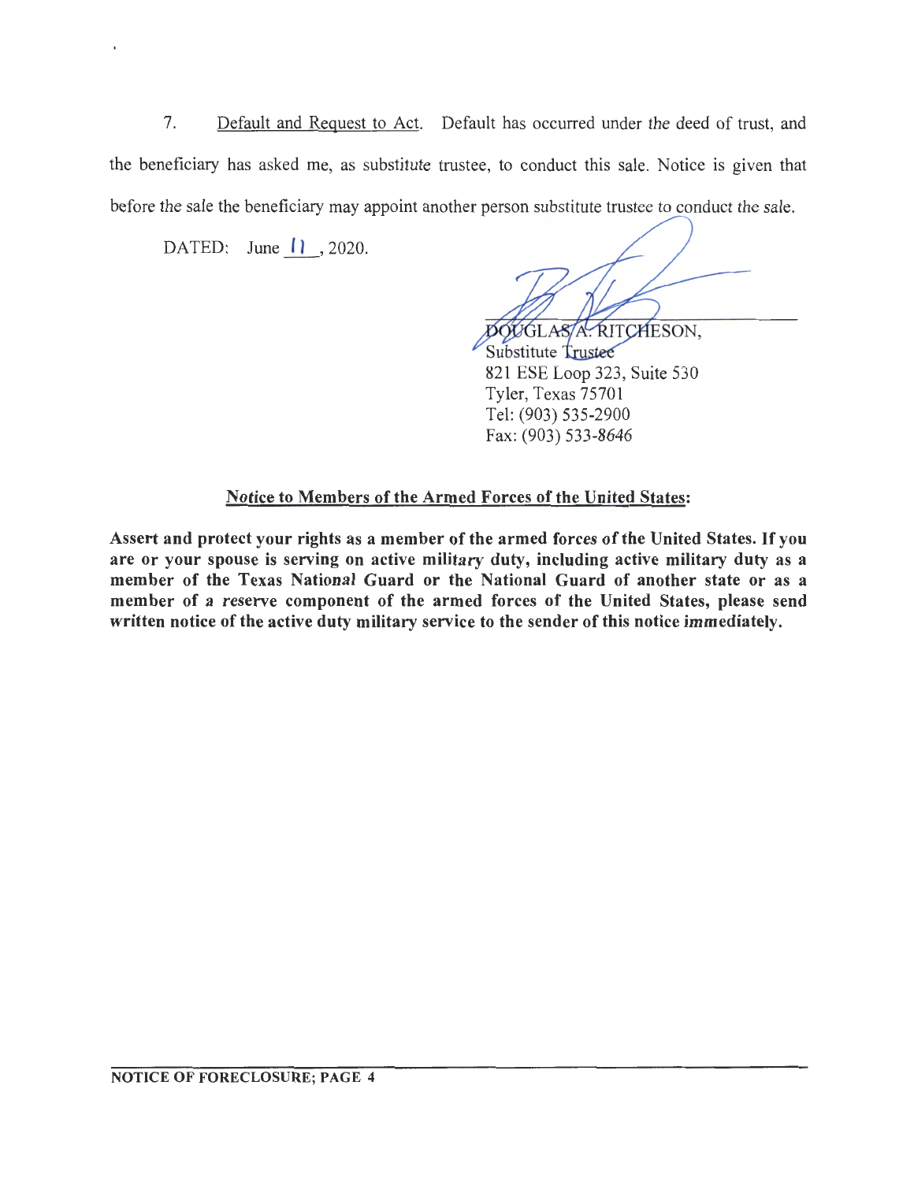7. Default and Request to Act. Default has occurred under the deed of trust, and the beneficiary has asked me, as substitute trustee, to conduct this sale. Notice is given that before the sale the beneficiary may appoint another person substitute trustee to conduct the sale.

DATED: June 11, 2020.

DOUGLAS A. RITCHESON,
Substitute Trustee
821 ESE Loop 323, Suite 530
Tyler, Texas 75701
Tel: (903) 535-2900
Fax: (903) 533-8646

## Notice to Members of the Armed Forces of the United States:

**Assert and protect your rights as a member of the armed forces of the United States. If you are or your spouse is serving on active military duty, including active military duty as a member of the Texas National Guard or the National Guard of another state or as a member of a reserve component of the armed forces of the United States, please send written notice of the active duty military service to the sender of this notice immediately.**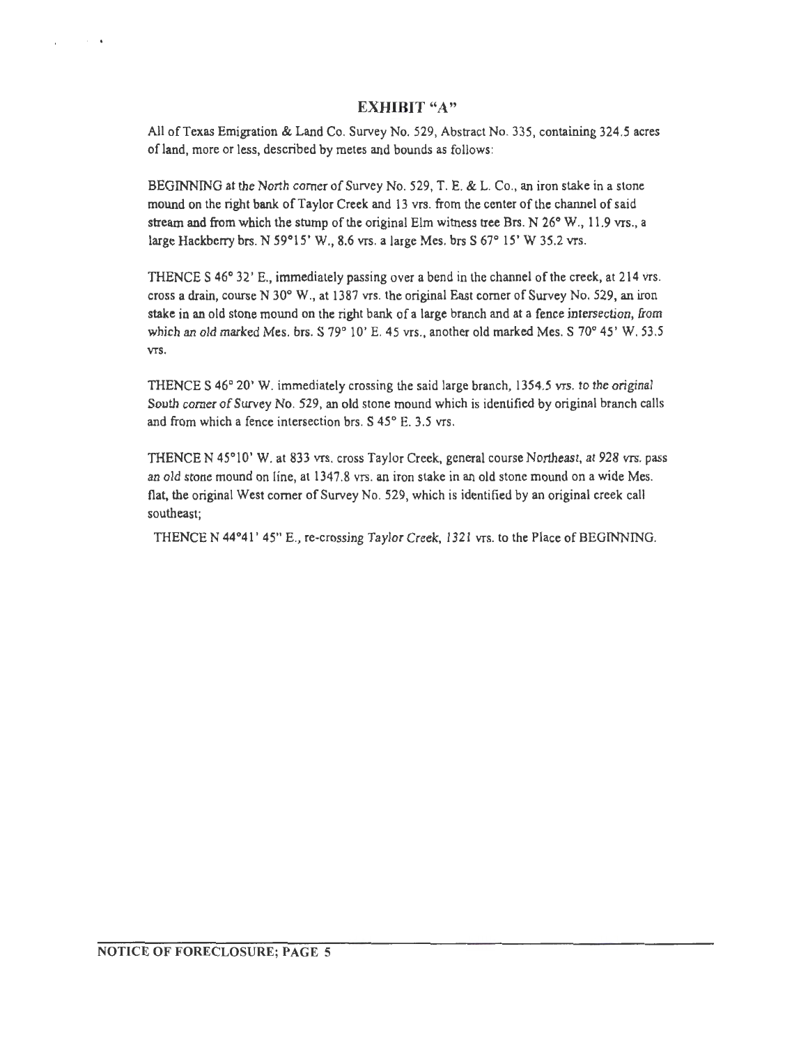## EXHIBIT "A"

All of Texas Emigration & Land Co. Survey No. 529, Abstract No. 335, containing 324.5 acres of land, more or less, described by metes and bounds as follows:

BEGINNING at the North corner of Survey No. 529, T. E. & L. Co., an iron stake in a stone mound on the right bank of Taylor Creek and 13 vrs. from the center of the channel of said stream and from which the stump of the original Elm witness tree Brs. N 26° W., 11.9 vrs., a large Hackberry brs. N 59°15' W., 8.6 vrs. a large Mes. brs S 67° 15' W 35.2 vrs.

THENCE S 46° 32' E., immediately passing over a bend in the channel of the creek, at 214 vrs. cross a drain, course N 30° W., at 1387 vrs. the original East corner of Survey No. 529, an iron stake in an old stone mound on the right bank of a large branch and at a fence intersection, from which an old marked Mes. brs. S 79° 10' E. 45 vrs., another old marked Mes. S 70° 45' W. 53.5 vrs.

THENCE S 46° 20' W. immediately crossing the said large branch, 1354.5 vrs. to the original South corner of Survey No. 529, an old stone mound which is identified by original branch calls and from which a fence intersection brs. S 45° E. 3.5 vrs.

THENCE N 45°10' W. at 833 vrs. cross Taylor Creek, general course Northeast, at 928 vrs. pass an old stone mound on line, at 1347.8 vrs. an iron stake in an old stone mound on a wide Mes. flat, the original West corner of Survey No. 529, which is identified by an original creek call southeast;

THENCE N 44°41' 45" E., re-crossing Taylor Creek, 1321 vrs. to the Place of BEGINNING.